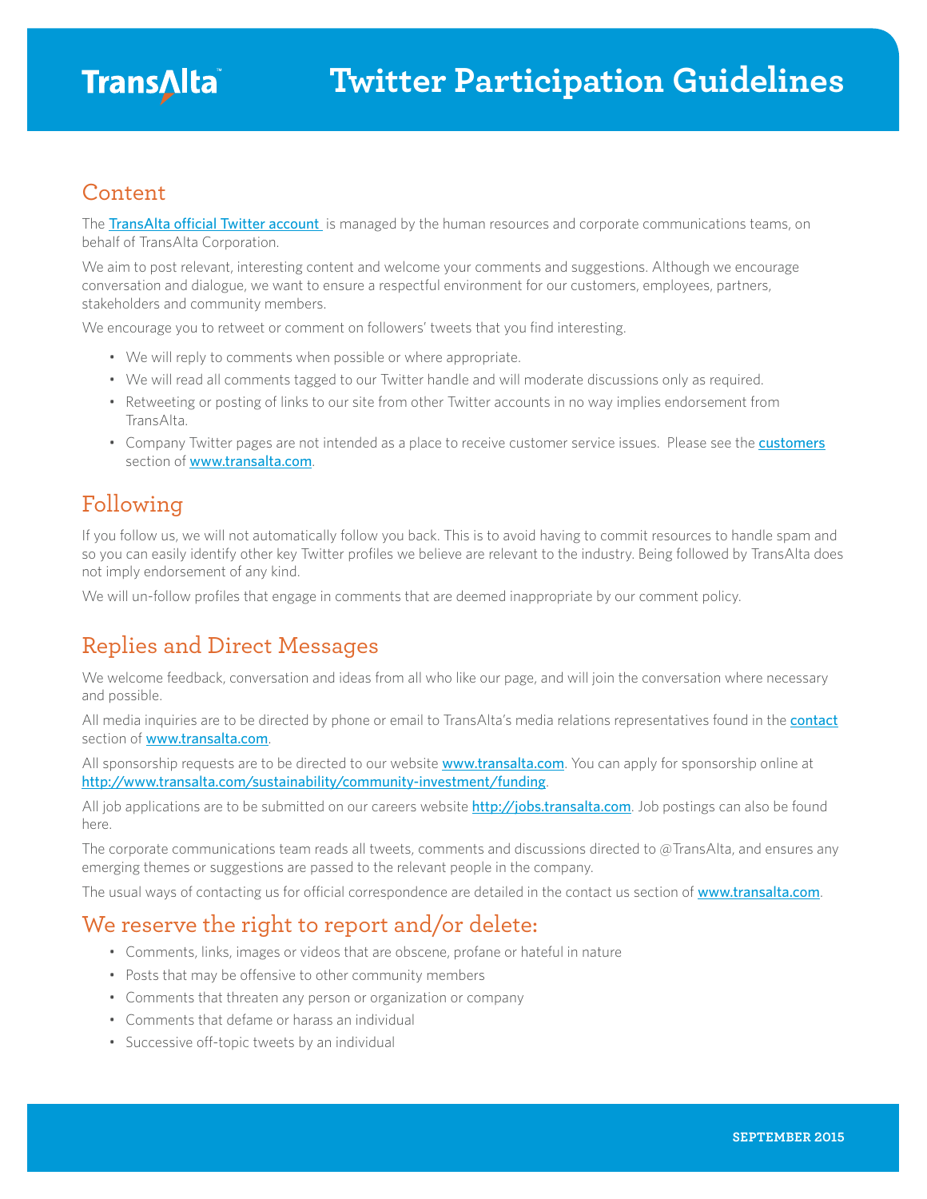TransAlta

# Twitter Participation Guidelines

## Content

The [TransAlta official Twitter account](#) is managed by the human resources and corporate communications teams, on behalf of TransAlta Corporation.

We aim to post relevant, interesting content and welcome your comments and suggestions. Although we encourage conversation and dialogue, we want to ensure a respectful environment for our customers, employees, partners, stakeholders and community members.

We encourage you to retweet or comment on followers' tweets that you find interesting.

- We will reply to comments when possible or where appropriate.
- We will read all comments tagged to our Twitter handle and will moderate discussions only as required.
- Retweeting or posting of links to our site from other Twitter accounts in no way implies endorsement from TransAlta.
- Company Twitter pages are not intended as a place to receive customer service issues. Please see the customers section of www.transalta.com.

## Following

If you follow us, we will not automatically follow you back. This is to avoid having to commit resources to handle spam and so you can easily identify other key Twitter profiles we believe are relevant to the industry. Being followed by TransAlta does not imply endorsement of any kind.

We will un-follow profiles that engage in comments that are deemed inappropriate by our comment policy.

## Replies and Direct Messages

We welcome feedback, conversation and ideas from all who like our page, and will join the conversation where necessary and possible.

All media inquiries are to be directed by phone or email to TransAlta's media relations representatives found in the contact section of www.transalta.com.

All sponsorship requests are to be directed to our website www.transalta.com. You can apply for sponsorship online at http://www.transalta.com/sustainability/community-investment/funding.

All job applications are to be submitted on our careers website http://jobs.transalta.com. Job postings can also be found here.

The corporate communications team reads all tweets, comments and discussions directed to @TransAlta, and ensures any emerging themes or suggestions are passed to the relevant people in the company.

The usual ways of contacting us for official correspondence are detailed in the contact us section of www.transalta.com.

## We reserve the right to report and/or delete:

- Comments, links, images or videos that are obscene, profane or hateful in nature
- Posts that may be offensive to other community members
- Comments that threaten any person or organization or company
- Comments that defame or harass an individual
- Successive off-topic tweets by an individual

SEPTEMBER 2015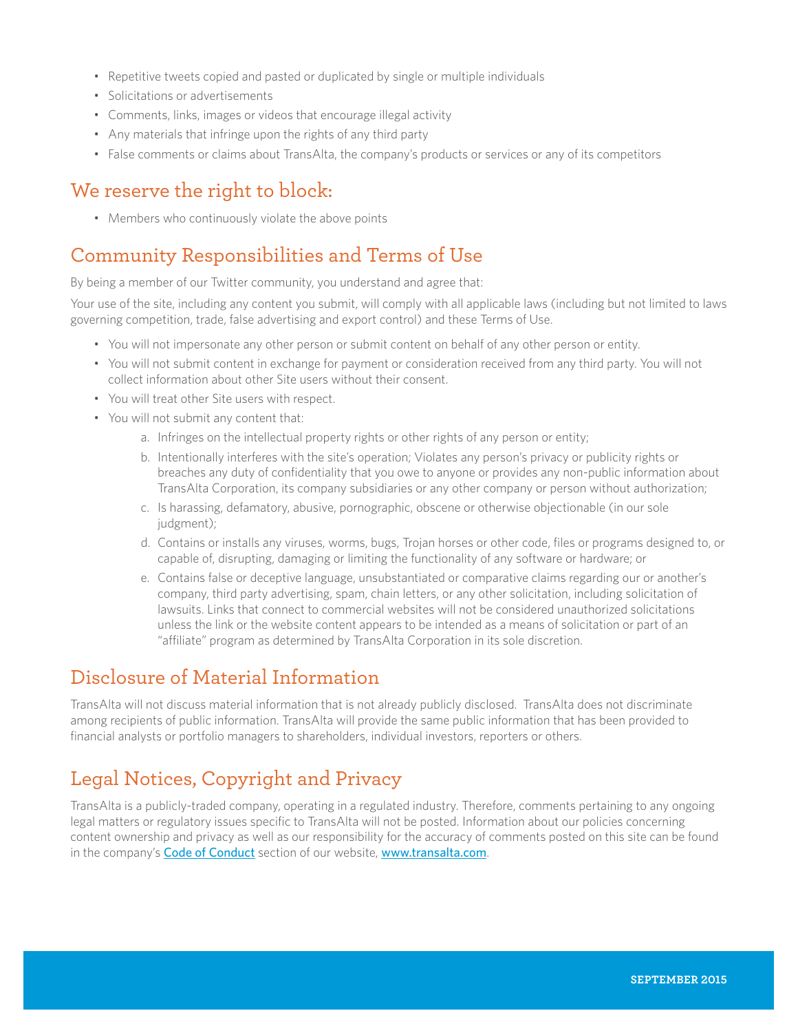- Repetitive tweets copied and pasted or duplicated by single or multiple individuals
- Solicitations or advertisements
- Comments, links, images or videos that encourage illegal activity
- Any materials that infringe upon the rights of any third party
- False comments or claims about TransAlta, the company's products or services or any of its competitors

## We reserve the right to block:

- Members who continuously violate the above points

## Community Responsibilities and Terms of Use

By being a member of our Twitter community, you understand and agree that:

Your use of the site, including any content you submit, will comply with all applicable laws (including but not limited to laws governing competition, trade, false advertising and export control) and these Terms of Use.

- You will not impersonate any other person or submit content on behalf of any other person or entity.
- You will not submit content in exchange for payment or consideration received from any third party. You will not collect information about other Site users without their consent.
- You will treat other Site users with respect.
- You will not submit any content that:
  a. Infringes on the intellectual property rights or other rights of any person or entity;
  b. Intentionally interferes with the site's operation; Violates any person's privacy or publicity rights or breaches any duty of confidentiality that you owe to anyone or provides any non-public information about TransAlta Corporation, its company subsidiaries or any other company or person without authorization;
  c. Is harassing, defamatory, abusive, pornographic, obscene or otherwise objectionable (in our sole judgment);
  d. Contains or installs any viruses, worms, bugs, Trojan horses or other code, files or programs designed to, or capable of, disrupting, damaging or limiting the functionality of any software or hardware; or
  e. Contains false or deceptive language, unsubstantiated or comparative claims regarding our or another's company, third party advertising, spam, chain letters, or any other solicitation, including solicitation of lawsuits. Links that connect to commercial websites will not be considered unauthorized solicitations unless the link or the website content appears to be intended as a means of solicitation or part of an "affiliate" program as determined by TransAlta Corporation in its sole discretion.

## Disclosure of Material Information

TransAlta will not discuss material information that is not already publicly disclosed. TransAlta does not discriminate among recipients of public information. TransAlta will provide the same public information that has been provided to financial analysts or portfolio managers to shareholders, individual investors, reporters or others.

## Legal Notices, Copyright and Privacy

TransAlta is a publicly-traded company, operating in a regulated industry. Therefore, comments pertaining to any ongoing legal matters or regulatory issues specific to TransAlta will not be posted. Information about our policies concerning content ownership and privacy as well as our responsibility for the accuracy of comments posted on this site can be found in the company's Code of Conduct section of our website, www.transalta.com.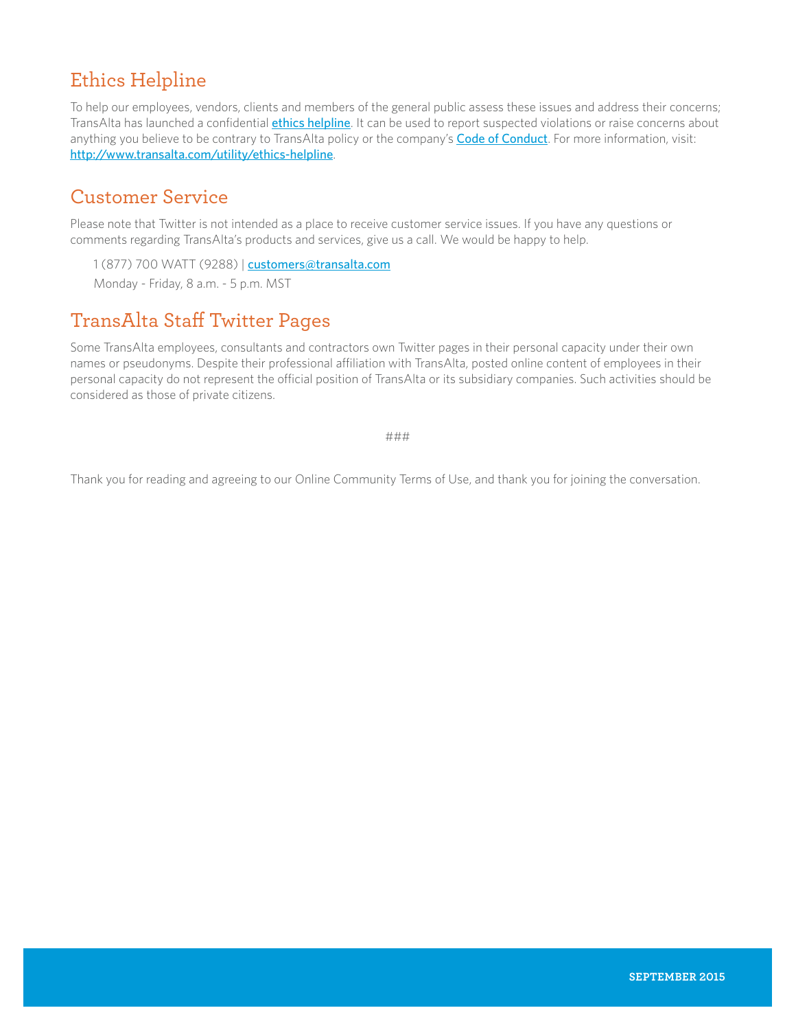## Ethics Helpline

To help our employees, vendors, clients and members of the general public assess these issues and address their concerns; TransAlta has launched a confidential **ethics helpline**. It can be used to report suspected violations or raise concerns about anything you believe to be contrary to TransAlta policy or the company's **Code of Conduct**. For more information, visit: http://www.transalta.com/utility/ethics-helpline.

## Customer Service

Please note that Twitter is not intended as a place to receive customer service issues. If you have any questions or comments regarding TransAlta's products and services, give us a call. We would be happy to help.

1 (877) 700 WATT (9288) | customers@transalta.com
Monday - Friday, 8 a.m. - 5 p.m. MST

## TransAlta Staff Twitter Pages

Some TransAlta employees, consultants and contractors own Twitter pages in their personal capacity under their own names or pseudonyms. Despite their professional affiliation with TransAlta, posted online content of employees in their personal capacity do not represent the official position of TransAlta or its subsidiary companies. Such activities should be considered as those of private citizens.

###

Thank you for reading and agreeing to our Online Community Terms of Use, and thank you for joining the conversation.